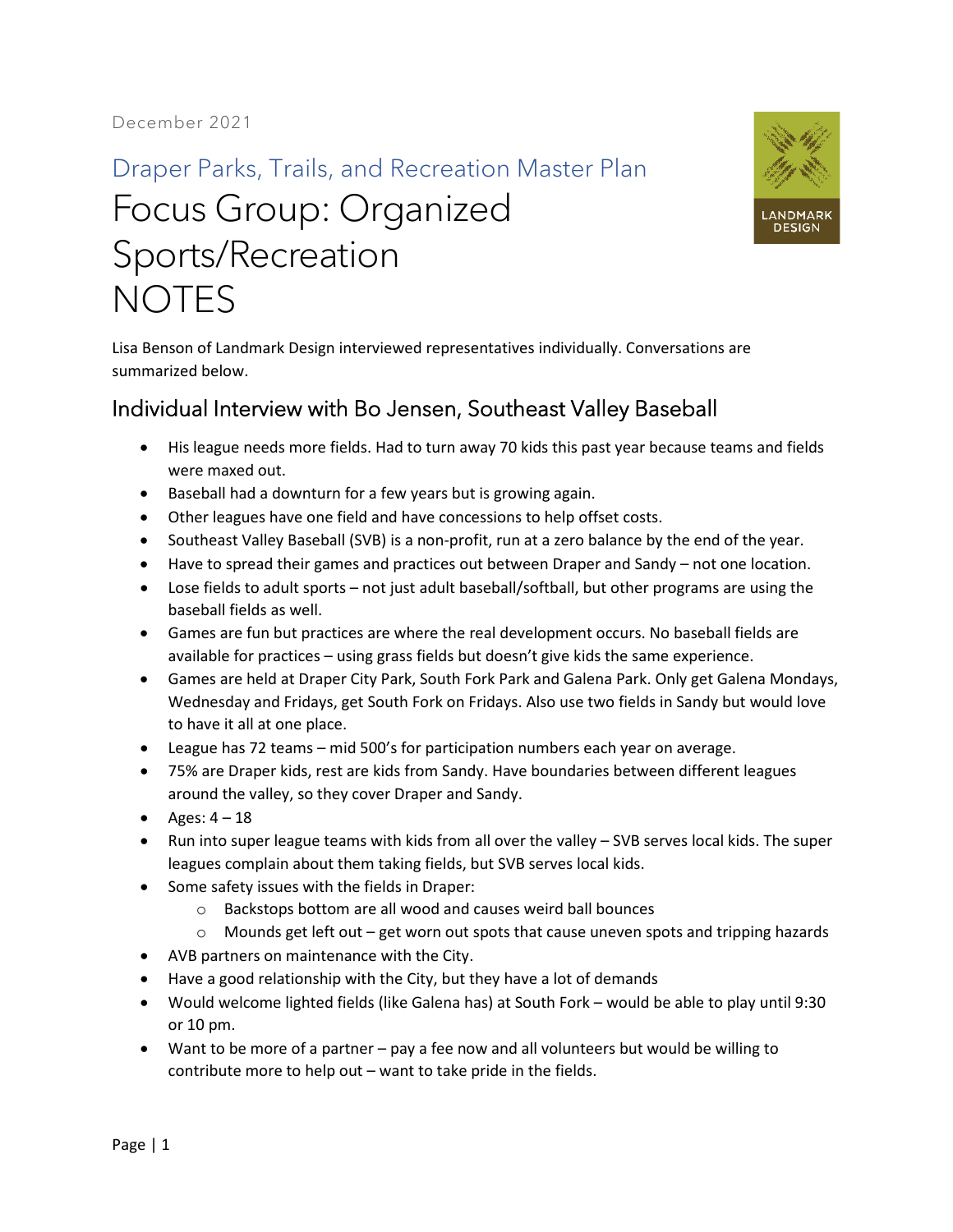December 2021

Draper Parks, Trails, and Recreation Master Plan

# Focus Group: Organized Sports/Recreation NOTES

LANDMARK DESIGN

Lisa Benson of Landmark Design interviewed representatives individually. Conversations are summarized below.

## Individual Interview with Bo Jensen, Southeast Valley Baseball

- His league needs more fields. Had to turn away 70 kids this past year because teams and fields were maxed out.
- Baseball had a downturn for a few years but is growing again.
- Other leagues have one field and have concessions to help offset costs.
- Southeast Valley Baseball (SVB) is a non-profit, run at a zero balance by the end of the year.
- Have to spread their games and practices out between Draper and Sandy – not one location.
- Lose fields to adult sports – not just adult baseball/softball, but other programs are using the baseball fields as well.
- Games are fun but practices are where the real development occurs. No baseball fields are available for practices – using grass fields but doesn't give kids the same experience.
- Games are held at Draper City Park, South Fork Park and Galena Park. Only get Galena Mondays, Wednesday and Fridays, get South Fork on Fridays. Also use two fields in Sandy but would love to have it all at one place.
- League has 72 teams – mid 500's for participation numbers each year on average.
- 75% are Draper kids, rest are kids from Sandy. Have boundaries between different leagues around the valley, so they cover Draper and Sandy.
- Ages: 4 – 18
- Run into super league teams with kids from all over the valley – SVB serves local kids. The super leagues complain about them taking fields, but SVB serves local kids.
- Some safety issues with the fields in Draper:
  - Backstops bottom are all wood and causes weird ball bounces
  - Mounds get left out – get worn out spots that cause uneven spots and tripping hazards
- AVB partners on maintenance with the City.
- Have a good relationship with the City, but they have a lot of demands
- Would welcome lighted fields (like Galena has) at South Fork – would be able to play until 9:30 or 10 pm.
- Want to be more of a partner – pay a fee now and all volunteers but would be willing to contribute more to help out – want to take pride in the fields.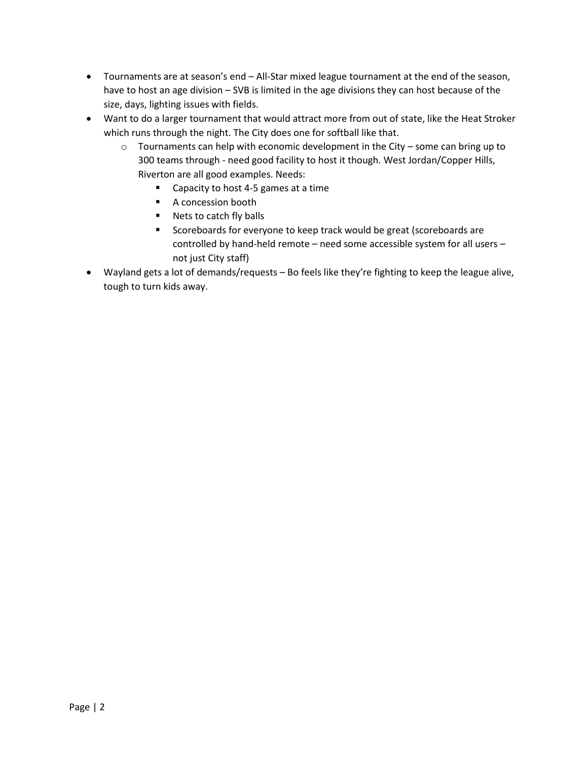- Tournaments are at season's end – All-Star mixed league tournament at the end of the season, have to host an age division – SVB is limited in the age divisions they can host because of the size, days, lighting issues with fields.
- Want to do a larger tournament that would attract more from out of state, like the Heat Stroker which runs through the night. The City does one for softball like that.
  - Tournaments can help with economic development in the City – some can bring up to 300 teams through - need good facility to host it though. West Jordan/Copper Hills, Riverton are all good examples. Needs:
    - Capacity to host 4-5 games at a time
    - A concession booth
    - Nets to catch fly balls
    - Scoreboards for everyone to keep track would be great (scoreboards are controlled by hand-held remote – need some accessible system for all users – not just City staff)
- Wayland gets a lot of demands/requests – Bo feels like they're fighting to keep the league alive, tough to turn kids away.